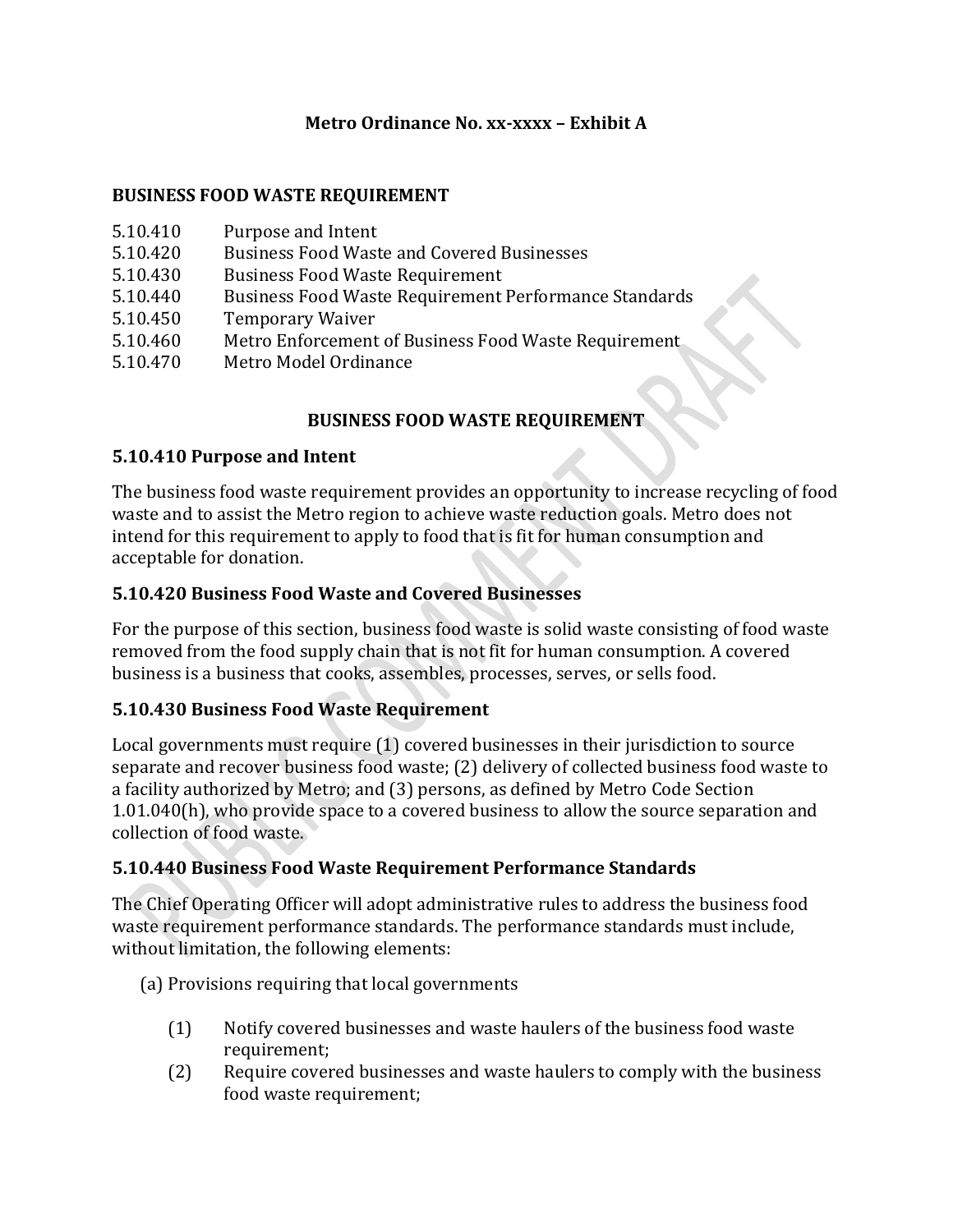**Metro Ordinance No. xx-xxxx – Exhibit A**

**BUSINESS FOOD WASTE REQUIREMENT**

| | |
|---|---|
| 5.10.410 | Purpose and Intent |
| 5.10.420 | Business Food Waste and Covered Businesses |
| 5.10.430 | Business Food Waste Requirement |
| 5.10.440 | Business Food Waste Requirement Performance Standards |
| 5.10.450 | Temporary Waiver |
| 5.10.460 | Metro Enforcement of Business Food Waste Requirement |
| 5.10.470 | Metro Model Ordinance |

## BUSINESS FOOD WASTE REQUIREMENT

### 5.10.410 Purpose and Intent

The business food waste requirement provides an opportunity to increase recycling of food waste and to assist the Metro region to achieve waste reduction goals. Metro does not intend for this requirement to apply to food that is fit for human consumption and acceptable for donation.

### 5.10.420 Business Food Waste and Covered Businesses

For the purpose of this section, business food waste is solid waste consisting of food waste removed from the food supply chain that is not fit for human consumption. A covered business is a business that cooks, assembles, processes, serves, or sells food.

### 5.10.430 Business Food Waste Requirement

Local governments must require (1) covered businesses in their jurisdiction to source separate and recover business food waste; (2) delivery of collected business food waste to a facility authorized by Metro; and (3) persons, as defined by Metro Code Section 1.01.040(h), who provide space to a covered business to allow the source separation and collection of food waste.

### 5.10.440 Business Food Waste Requirement Performance Standards

The Chief Operating Officer will adopt administrative rules to address the business food waste requirement performance standards. The performance standards must include, without limitation, the following elements:

(a) Provisions requiring that local governments

  (1) Notify covered businesses and waste haulers of the business food waste requirement;

  (2) Require covered businesses and waste haulers to comply with the business food waste requirement;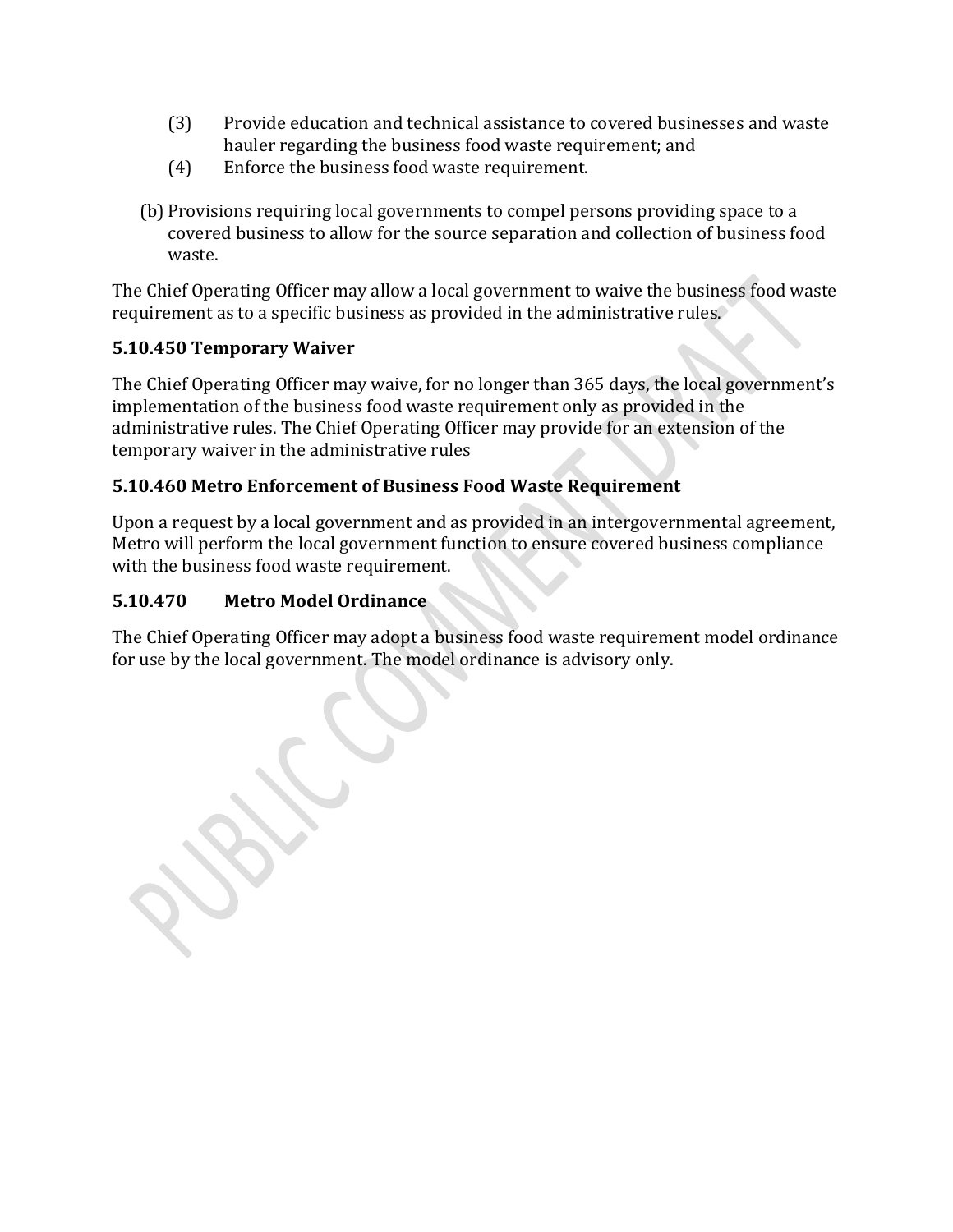(3) Provide education and technical assistance to covered businesses and waste hauler regarding the business food waste requirement; and

(4) Enforce the business food waste requirement.

(b) Provisions requiring local governments to compel persons providing space to a covered business to allow for the source separation and collection of business food waste.

The Chief Operating Officer may allow a local government to waive the business food waste requirement as to a specific business as provided in the administrative rules.

### 5.10.450 Temporary Waiver

The Chief Operating Officer may waive, for no longer than 365 days, the local government's implementation of the business food waste requirement only as provided in the administrative rules. The Chief Operating Officer may provide for an extension of the temporary waiver in the administrative rules

### 5.10.460 Metro Enforcement of Business Food Waste Requirement

Upon a request by a local government and as provided in an intergovernmental agreement, Metro will perform the local government function to ensure covered business compliance with the business food waste requirement.

### 5.10.470 Metro Model Ordinance

The Chief Operating Officer may adopt a business food waste requirement model ordinance for use by the local government. The model ordinance is advisory only.